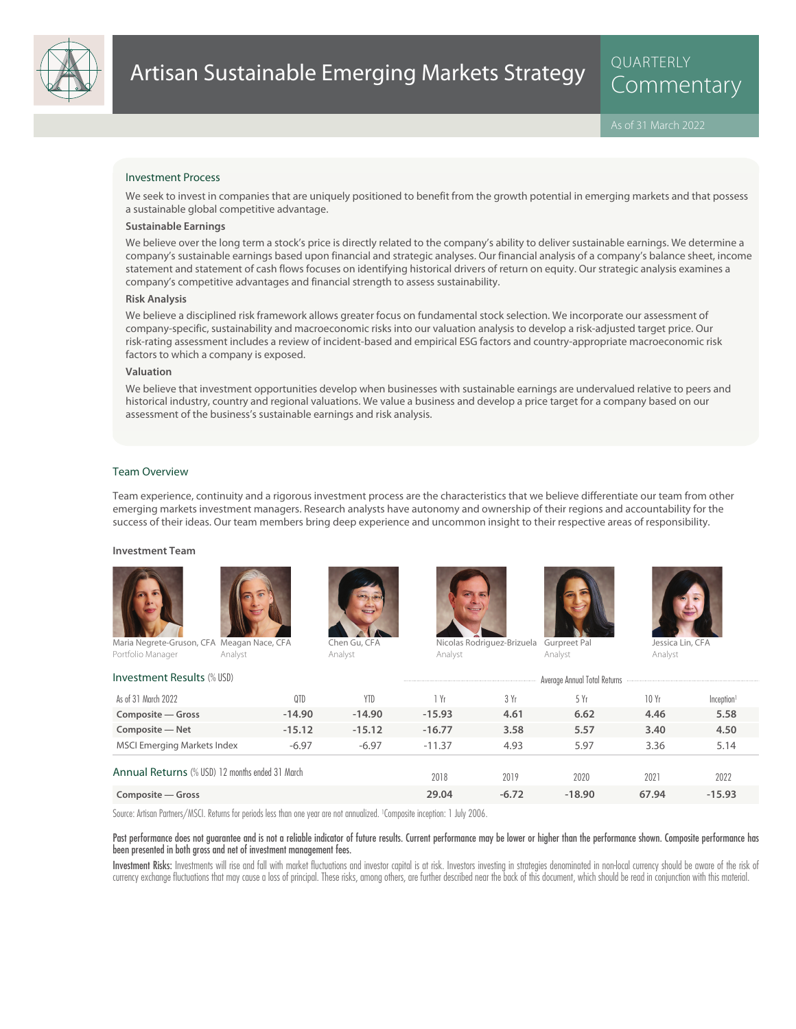# Artisan Sustainable Emerging Markets Strategy

QUARTERLY Commentary

As of 31 March 2022

## Investment Process

We seek to invest in companies that are uniquely positioned to benefit from the growth potential in emerging markets and that possess a sustainable global competitive advantage.

### Sustainable Earnings

We believe over the long term a stock's price is directly related to the company's ability to deliver sustainable earnings. We determine a company's sustainable earnings based upon financial and strategic analyses. Our financial analysis of a company's balance sheet, income statement and statement of cash flows focuses on identifying historical drivers of return on equity. Our strategic analysis examines a company's competitive advantages and financial strength to assess sustainability.

### Risk Analysis

We believe a disciplined risk framework allows greater focus on fundamental stock selection. We incorporate our assessment of company-specific, sustainability and macroeconomic risks into our valuation analysis to develop a risk-adjusted target price. Our risk-rating assessment includes a review of incident-based and empirical ESG factors and country-appropriate macroeconomic risk factors to which a company is exposed.

### Valuation

We believe that investment opportunities develop when businesses with sustainable earnings are undervalued relative to peers and historical industry, country and regional valuations. We value a business and develop a price target for a company based on our assessment of the business's sustainable earnings and risk analysis.

## Team Overview

Team experience, continuity and a rigorous investment process are the characteristics that we believe differentiate our team from other emerging markets investment managers. Research analysts have autonomy and ownership of their regions and accountability for the success of their ideas. Our team members bring deep experience and uncommon insight to their respective areas of responsibility.

### Investment Team

- Maria Negrete-Gruson, CFA — Portfolio Manager
- Meagan Nace, CFA — Analyst
- Chen Gu, CFA — Analyst
- Nicolas Rodriguez-Brizuela — Analyst
- Gurpreet Pal — Analyst
- Jessica Lin, CFA — Analyst

## Investment Results (% USD)

| | | | Average Annual Total Returns | | | | |
|---|---|---|---|---|---|---|---|
| As of 31 March 2022 | QTD | YTD | 1 Yr | 3 Yr | 5 Yr | 10 Yr | Inception[1] |
| **Composite — Gross** | **-14.90** | **-14.90** | **-15.93** | **4.61** | **6.62** | **4.46** | **5.58** |
| **Composite — Net** | **-15.12** | **-15.12** | **-16.77** | **3.58** | **5.57** | **3.40** | **4.50** |
| MSCI Emerging Markets Index | -6.97 | -6.97 | -11.37 | 4.93 | 5.97 | 3.36 | 5.14 |

## Annual Returns (% USD) 12 months ended 31 March

| | 2018 | 2019 | 2020 | 2021 | 2022 |
|---|---|---|---|---|---|
| **Composite — Gross** | **29.04** | **-6.72** | **-18.90** | **67.94** | **-15.93** |

Source: Artisan Partners/MSCI. Returns for periods less than one year are not annualized. [1]Composite inception: 1 July 2006.

**Past performance does not guarantee and is not a reliable indicator of future results. Current performance may be lower or higher than the performance shown. Composite performance has been presented in both gross and net of investment management fees.**

**Investment Risks:** Investments will rise and fall with market fluctuations and investor capital is at risk. Investors investing in strategies denominated in non-local currency should be aware of the risk of currency exchange fluctuations that may cause a loss of principal. These risks, among others, are further described near the back of this document, which should be read in conjunction with this material.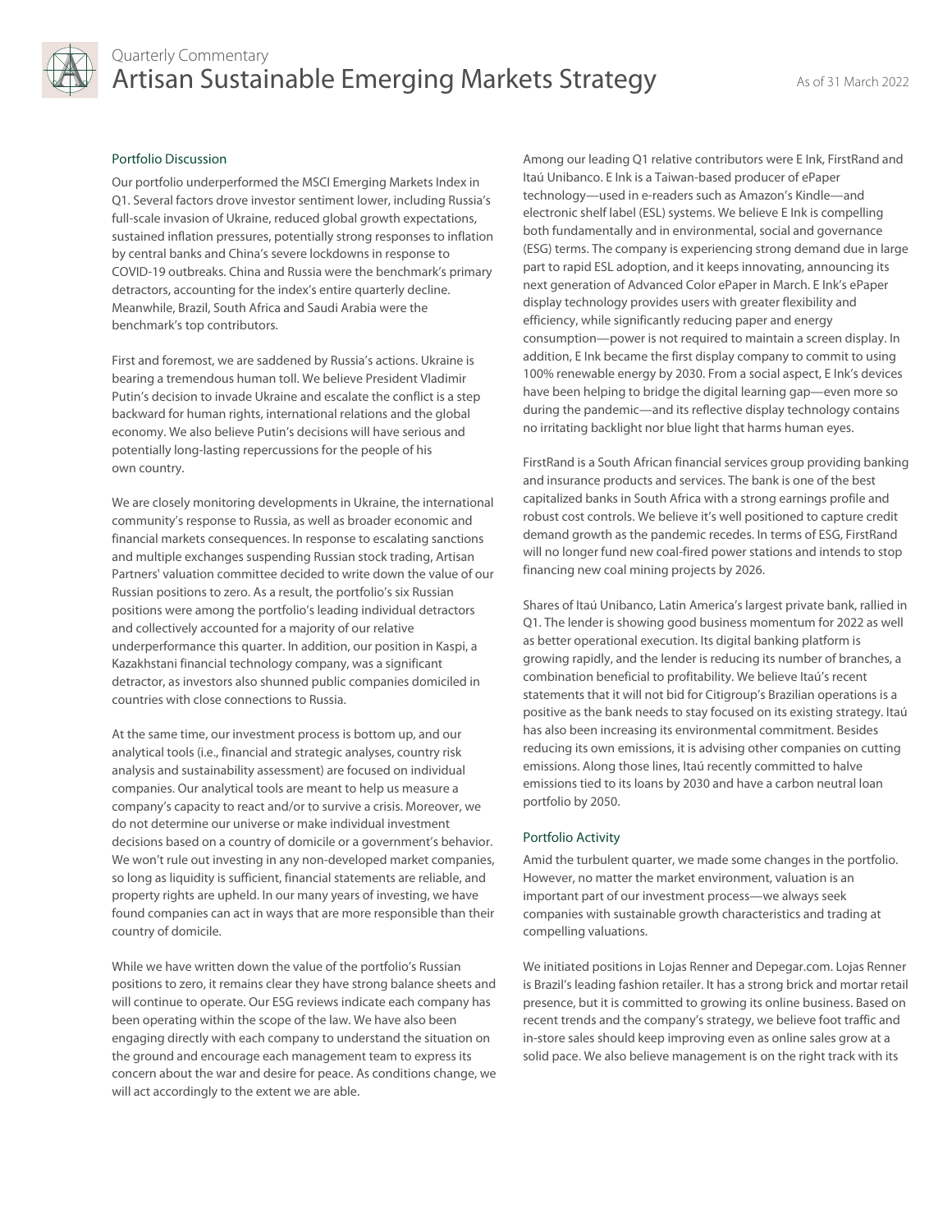## Portfolio Discussion

Our portfolio underperformed the MSCI Emerging Markets Index in Q1. Several factors drove investor sentiment lower, including Russia's full-scale invasion of Ukraine, reduced global growth expectations, sustained inflation pressures, potentially strong responses to inflation by central banks and China's severe lockdowns in response to COVID-19 outbreaks. China and Russia were the benchmark's primary detractors, accounting for the index's entire quarterly decline. Meanwhile, Brazil, South Africa and Saudi Arabia were the benchmark's top contributors.

First and foremost, we are saddened by Russia's actions. Ukraine is bearing a tremendous human toll. We believe President Vladimir Putin's decision to invade Ukraine and escalate the conflict is a step backward for human rights, international relations and the global economy. We also believe Putin's decisions will have serious and potentially long-lasting repercussions for the people of his own country.

We are closely monitoring developments in Ukraine, the international community's response to Russia, as well as broader economic and financial markets consequences. In response to escalating sanctions and multiple exchanges suspending Russian stock trading, Artisan Partners' valuation committee decided to write down the value of our Russian positions to zero. As a result, the portfolio's six Russian positions were among the portfolio's leading individual detractors and collectively accounted for a majority of our relative underperformance this quarter. In addition, our position in Kaspi, a Kazakhstani financial technology company, was a significant detractor, as investors also shunned public companies domiciled in countries with close connections to Russia.

At the same time, our investment process is bottom up, and our analytical tools (i.e., financial and strategic analyses, country risk analysis and sustainability assessment) are focused on individual companies. Our analytical tools are meant to help us measure a company's capacity to react and/or to survive a crisis. Moreover, we do not determine our universe or make individual investment decisions based on a country of domicile or a government's behavior. We won't rule out investing in any non-developed market companies, so long as liquidity is sufficient, financial statements are reliable, and property rights are upheld. In our many years of investing, we have found companies can act in ways that are more responsible than their country of domicile.

While we have written down the value of the portfolio's Russian positions to zero, it remains clear they have strong balance sheets and will continue to operate. Our ESG reviews indicate each company has been operating within the scope of the law. We have also been engaging directly with each company to understand the situation on the ground and encourage each management team to express its concern about the war and desire for peace. As conditions change, we will act accordingly to the extent we are able.

Among our leading Q1 relative contributors were E Ink, FirstRand and Itaú Unibanco. E Ink is a Taiwan-based producer of ePaper technology—used in e-readers such as Amazon's Kindle—and electronic shelf label (ESL) systems. We believe E Ink is compelling both fundamentally and in environmental, social and governance (ESG) terms. The company is experiencing strong demand due in large part to rapid ESL adoption, and it keeps innovating, announcing its next generation of Advanced Color ePaper in March. E Ink's ePaper display technology provides users with greater flexibility and efficiency, while significantly reducing paper and energy consumption—power is not required to maintain a screen display. In addition, E Ink became the first display company to commit to using 100% renewable energy by 2030. From a social aspect, E Ink's devices have been helping to bridge the digital learning gap—even more so during the pandemic—and its reflective display technology contains no irritating backlight nor blue light that harms human eyes.

FirstRand is a South African financial services group providing banking and insurance products and services. The bank is one of the best capitalized banks in South Africa with a strong earnings profile and robust cost controls. We believe it's well positioned to capture credit demand growth as the pandemic recedes. In terms of ESG, FirstRand will no longer fund new coal-fired power stations and intends to stop financing new coal mining projects by 2026.

Shares of Itaú Unibanco, Latin America's largest private bank, rallied in Q1. The lender is showing good business momentum for 2022 as well as better operational execution. Its digital banking platform is growing rapidly, and the lender is reducing its number of branches, a combination beneficial to profitability. We believe Itaú's recent statements that it will not bid for Citigroup's Brazilian operations is a positive as the bank needs to stay focused on its existing strategy. Itaú has also been increasing its environmental commitment. Besides reducing its own emissions, it is advising other companies on cutting emissions. Along those lines, Itaú recently committed to halve emissions tied to its loans by 2030 and have a carbon neutral loan portfolio by 2050.

## Portfolio Activity

Amid the turbulent quarter, we made some changes in the portfolio. However, no matter the market environment, valuation is an important part of our investment process—we always seek companies with sustainable growth characteristics and trading at compelling valuations.

We initiated positions in Lojas Renner and Depegar.com. Lojas Renner is Brazil's leading fashion retailer. It has a strong brick and mortar retail presence, but it is committed to growing its online business. Based on recent trends and the company's strategy, we believe foot traffic and in-store sales should keep improving even as online sales grow at a solid pace. We also believe management is on the right track with its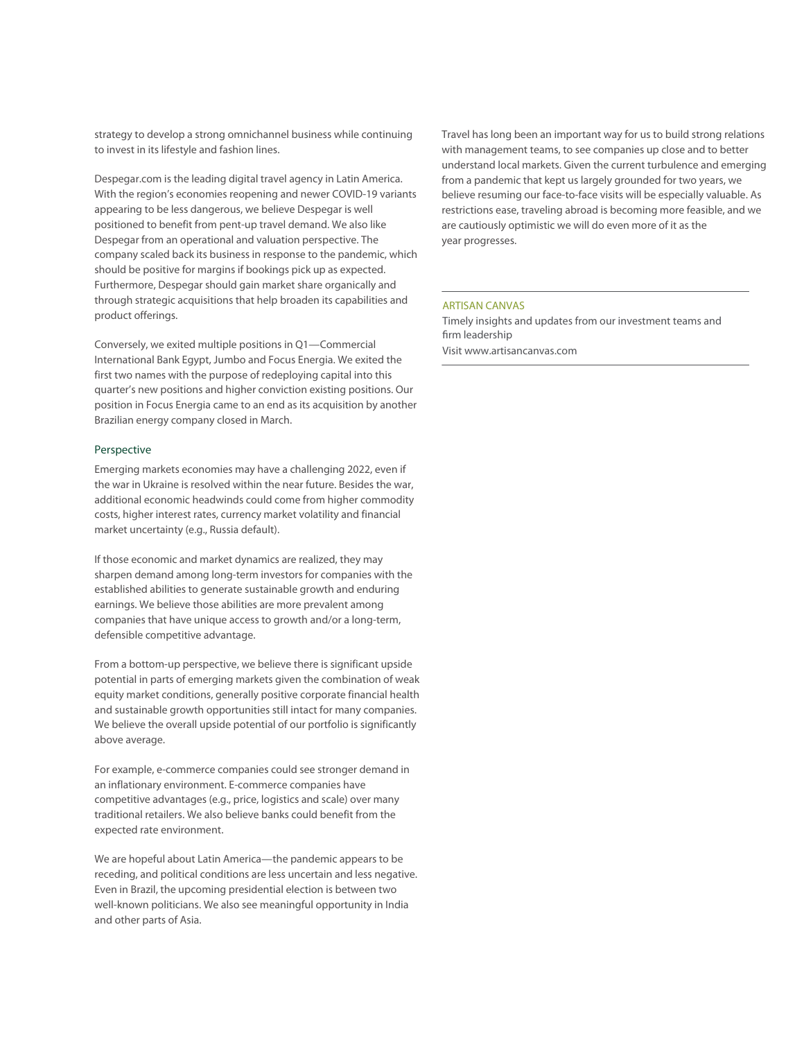strategy to develop a strong omnichannel business while continuing to invest in its lifestyle and fashion lines.

Despegar.com is the leading digital travel agency in Latin America. With the region's economies reopening and newer COVID-19 variants appearing to be less dangerous, we believe Despegar is well positioned to benefit from pent-up travel demand. We also like Despegar from an operational and valuation perspective. The company scaled back its business in response to the pandemic, which should be positive for margins if bookings pick up as expected. Furthermore, Despegar should gain market share organically and through strategic acquisitions that help broaden its capabilities and product offerings.

Conversely, we exited multiple positions in Q1—Commercial International Bank Egypt, Jumbo and Focus Energia. We exited the first two names with the purpose of redeploying capital into this quarter's new positions and higher conviction existing positions. Our position in Focus Energia came to an end as its acquisition by another Brazilian energy company closed in March.

## Perspective

Emerging markets economies may have a challenging 2022, even if the war in Ukraine is resolved within the near future. Besides the war, additional economic headwinds could come from higher commodity costs, higher interest rates, currency market volatility and financial market uncertainty (e.g., Russia default).

If those economic and market dynamics are realized, they may sharpen demand among long-term investors for companies with the established abilities to generate sustainable growth and enduring earnings. We believe those abilities are more prevalent among companies that have unique access to growth and/or a long-term, defensible competitive advantage.

From a bottom-up perspective, we believe there is significant upside potential in parts of emerging markets given the combination of weak equity market conditions, generally positive corporate financial health and sustainable growth opportunities still intact for many companies. We believe the overall upside potential of our portfolio is significantly above average.

For example, e-commerce companies could see stronger demand in an inflationary environment. E-commerce companies have competitive advantages (e.g., price, logistics and scale) over many traditional retailers. We also believe banks could benefit from the expected rate environment.

We are hopeful about Latin America—the pandemic appears to be receding, and political conditions are less uncertain and less negative. Even in Brazil, the upcoming presidential election is between two well-known politicians. We also see meaningful opportunity in India and other parts of Asia.

Travel has long been an important way for us to build strong relations with management teams, to see companies up close and to better understand local markets. Given the current turbulence and emerging from a pandemic that kept us largely grounded for two years, we believe resuming our face-to-face visits will be especially valuable. As restrictions ease, traveling abroad is becoming more feasible, and we are cautiously optimistic we will do even more of it as the year progresses.

---

ARTISAN CANVAS

Timely insights and updates from our investment teams and firm leadership

Visit www.artisancanvas.com

---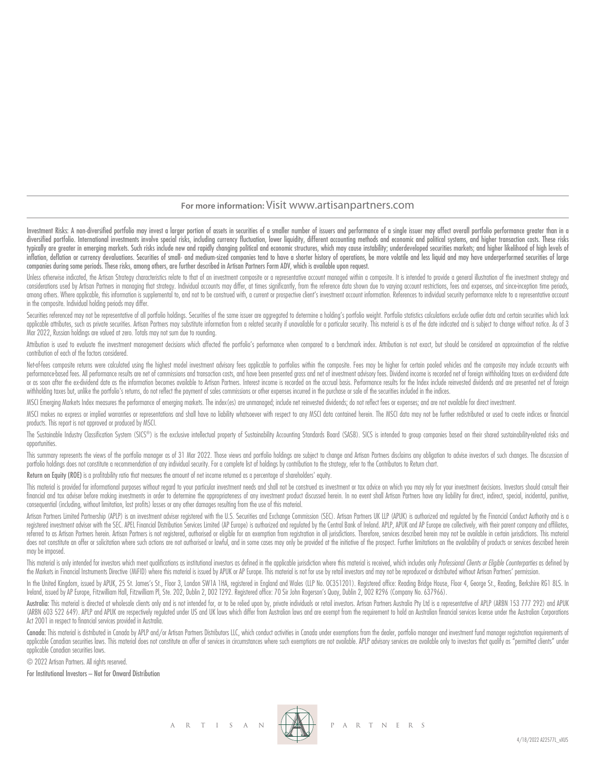**For more information:** Visit www.artisanpartners.com

**Investment Risks: A non-diversified portfolio may invest a larger portion of assets in securities of a smaller number of issuers and performance of a single issuer may affect overall portfolio performance greater than in a diversified portfolio. International investments involve special risks, including currency fluctuation, lower liquidity, different accounting methods and economic and political systems, and higher transaction costs. These risks typically are greater in emerging markets. Such risks include new and rapidly changing political and economic structures, which may cause instability; underdeveloped securities markets; and higher likelihood of high levels of inflation, deflation or currency devaluations. Securities of small- and medium-sized companies tend to have a shorter history of operations, be more volatile and less liquid and may have underperformed securities of large companies during some periods. These risks, among others, are further described in Artisan Partners Form ADV, which is available upon request.**

Unless otherwise indicated, the Artisan Strategy characteristics relate to that of an investment composite or a representative account managed within a composite. It is intended to provide a general illustration of the investment strategy and considerations used by Artisan Partners in managing that strategy. Individual accounts may differ, at times significantly, from the reference data shown due to varying account restrictions, fees and expenses, and since-inception time periods, among others. Where applicable, this information is supplemental to, and not to be construed with, a current or prospective client's investment account information. References to individual security performance relate to a representative account in the composite. Individual holding periods may differ.

Securities referenced may not be representative of all portfolio holdings. Securities of the same issuer are aggregated to determine a holding's portfolio weight. Portfolio statistics calculations exclude outlier data and certain securities which lack applicable attributes, such as private securities. Artisan Partners may substitute information from a related security if unavailable for a particular security. This material is as of the date indicated and is subject to change without notice. As of 3 Mar 2022, Russian holdings are valued at zero. Totals may not sum due to rounding.

Attribution is used to evaluate the investment management decisions which affected the portfolio's performance when compared to a benchmark index. Attribution is not exact, but should be considered an approximation of the relative contribution of each of the factors considered.

Net-of-fees composite returns were calculated using the highest model investment advisory fees applicable to portfolios within the composite. Fees may be higher for certain pooled vehicles and the composite may include accounts with performance-based fees. All performance results are net of commissions and transaction costs, and have been presented gross and net of investment advisory fees. Dividend income is recorded net of foreign withholding taxes on ex-dividend date or as soon after the ex-dividend date as the information becomes available to Artisan Partners. Interest income is recorded on the accrual basis. Performance results for the Index include reinvested dividends and are presented net of foreign withholding taxes but, unlike the portfolio's returns, do not reflect the payment of sales commissions or other expenses incurred in the purchase or sale of the securities included in the indices.

MSCI Emerging Markets Index measures the performance of emerging markets. The index(es) are unmanaged; include net reinvested dividends; do not reflect fees or expenses; and are not available for direct investment.

MSCI makes no express or implied warranties or representations and shall have no liability whatsoever with respect to any MSCI data contained herein. The MSCI data may not be further redistributed or used to create indices or financial products. This report is not approved or produced by MSCI.

The Sustainable Industry Classification System (SICS®) is the exclusive intellectual property of Sustainability Accounting Standards Board (SASB). SICS is intended to group companies based on their shared sustainability-related risks and opportunities.

This summary represents the views of the portfolio manager as of 31 Mar 2022. Those views and portfolio holdings are subject to change and Artisan Partners disclaims any obligation to advise investors of such changes. The discussion of portfolio holdings does not constitute a recommendation of any individual security. For a complete list of holdings by contribution to the strategy, refer to the Contributors to Return chart.

**Return on Equity (ROE)** is a profitability ratio that measures the amount of net income returned as a percentage of shareholders' equity.

This material is provided for informational purposes without regard to your particular investment needs and shall not be construed as investment or tax advice on which you may rely for your investment decisions. Investors should consult their financial and tax adviser before making investments in order to determine the appropriateness of any investment product discussed herein. In no event shall Artisan Partners have any liability for direct, indirect, special, incidental, punitive, consequential (including, without limitation, lost profits) losses or any other damages resulting from the use of this material.

Artisan Partners Limited Partnership (APLP) is an investment adviser registered with the U.S. Securities and Exchange Commission (SEC). Artisan Partners UK LLP (APUK) is authorized and regulated by the Financial Conduct Authority and is a registered investment adviser with the SEC. APEL Financial Distribution Services Limited (AP Europe) is authorized and regulated by the Central Bank of Ireland. APLP, APUK and AP Europe are collectively, with their parent company and affiliates, referred to as Artisan Partners herein. Artisan Partners is not registered, authorised or eligible for an exemption from registration in all jurisdictions. Therefore, services described herein may not be available in certain jurisdictions. This material does not constitute an offer or solicitation where such actions are not authorised or lawful, and in some cases may only be provided at the initiative of the prospect. Further limitations on the availability of products or services described herein may be imposed.

This material is only intended for investors which meet qualifications as institutional investors as defined in the applicable jurisdiction where this material is received, which includes only *Professional Clients or Eligible Counterparties* as defined by the Markets in Financial Instruments Directive (MiFID) where this material is issued by APUK or AP Europe. This material is not for use by retail investors and may not be reproduced or distributed without Artisan Partners' permission.

In the United Kingdom, issued by APUK, 25 St. James's St., Floor 3, London SW1A 1HA, registered in England and Wales (LLP No. OC351201). Registered office: Reading Bridge House, Floor 4, George St., Reading, Berkshire RG1 8LS. In Ireland, issued by AP Europe, Fitzwilliam Hall, Fitzwilliam Pl, Ste. 202, Dublin 2, D02 T292. Registered office: 70 Sir John Rogerson's Quay, Dublin 2, D02 R296 (Company No. 637966).

**Australia:** This material is directed at wholesale clients only and is not intended for, or to be relied upon by, private individuals or retail investors. Artisan Partners Australia Pty Ltd is a representative of APLP (ARBN 153 777 292) and APUK (ARBN 603 522 649). APLP and APUK are respectively regulated under US and UK laws which differ from Australian laws and are exempt from the requirement to hold an Australian financial services license under the Australian Corporations Act 2001 in respect to financial services provided in Australia.

**Canada:** This material is distributed in Canada by APLP and/or Artisan Partners Distributors LLC, which conduct activities in Canada under exemptions from the dealer, portfolio manager and investment fund manager registration requirements of applicable Canadian securities laws. This material does not constitute an offer of services in circumstances where such exemptions are not available. APLP advisory services are available only to investors that qualify as "permitted clients" under applicable Canadian securities laws.

© 2022 Artisan Partners. All rights reserved.

**For Institutional Investors – Not for Onward Distribution**

ARTISAN PARTNERS

4/18/2022 A22577L_vXUS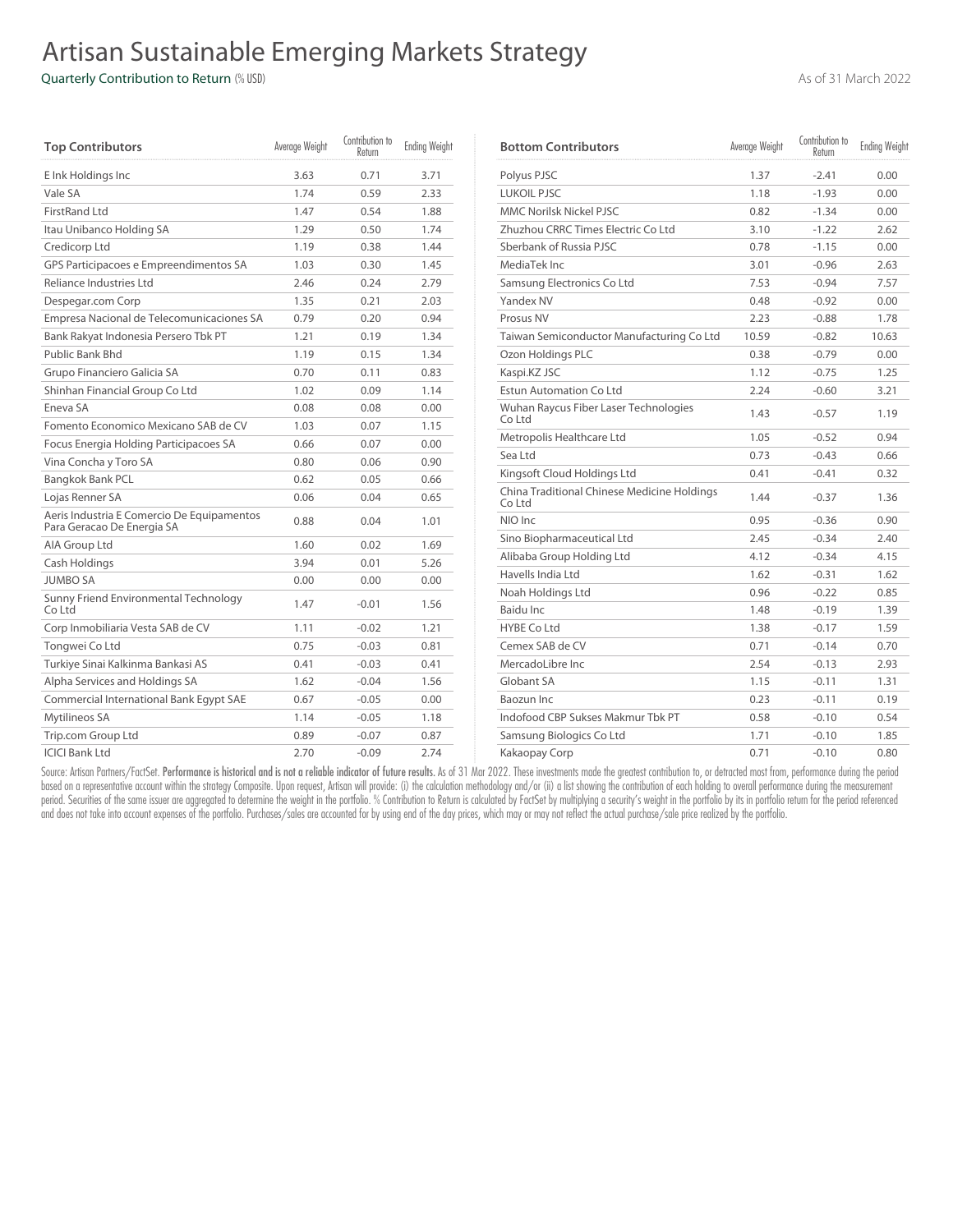# Artisan Sustainable Emerging Markets Strategy

Quarterly Contribution to Return (% USD)

As of 31 March 2022

| Top Contributors | Average Weight | Contribution to Return | Ending Weight |
|---|---|---|---|
| E Ink Holdings Inc | 3.63 | 0.71 | 3.71 |
| Vale SA | 1.74 | 0.59 | 2.33 |
| FirstRand Ltd | 1.47 | 0.54 | 1.88 |
| Itau Unibanco Holding SA | 1.29 | 0.50 | 1.74 |
| Credicorp Ltd | 1.19 | 0.38 | 1.44 |
| GPS Participacoes e Empreendimentos SA | 1.03 | 0.30 | 1.45 |
| Reliance Industries Ltd | 2.46 | 0.24 | 2.79 |
| Despegar.com Corp | 1.35 | 0.21 | 2.03 |
| Empresa Nacional de Telecomunicaciones SA | 0.79 | 0.20 | 0.94 |
| Bank Rakyat Indonesia Persero Tbk PT | 1.21 | 0.19 | 1.34 |
| Public Bank Bhd | 1.19 | 0.15 | 1.34 |
| Grupo Financiero Galicia SA | 0.70 | 0.11 | 0.83 |
| Shinhan Financial Group Co Ltd | 1.02 | 0.09 | 1.14 |
| Eneva SA | 0.08 | 0.08 | 0.00 |
| Fomento Economico Mexicano SAB de CV | 1.03 | 0.07 | 1.15 |
| Focus Energia Holding Participacoes SA | 0.66 | 0.07 | 0.00 |
| Vina Concha y Toro SA | 0.80 | 0.06 | 0.90 |
| Bangkok Bank PCL | 0.62 | 0.05 | 0.66 |
| Lojas Renner SA | 0.06 | 0.04 | 0.65 |
| Aeris Industria E Comercio De Equipamentos Para Geracao De Energia SA | 0.88 | 0.04 | 1.01 |
| AIA Group Ltd | 1.60 | 0.02 | 1.69 |
| Cash Holdings | 3.94 | 0.01 | 5.26 |
| JUMBO SA | 0.00 | 0.00 | 0.00 |
| Sunny Friend Environmental Technology Co Ltd | 1.47 | -0.01 | 1.56 |
| Corp Inmobiliaria Vesta SAB de CV | 1.11 | -0.02 | 1.21 |
| Tongwei Co Ltd | 0.75 | -0.03 | 0.81 |
| Turkiye Sinai Kalkinma Bankasi AS | 0.41 | -0.03 | 0.41 |
| Alpha Services and Holdings SA | 1.62 | -0.04 | 1.56 |
| Commercial International Bank Egypt SAE | 0.67 | -0.05 | 0.00 |
| Mytilineos SA | 1.14 | -0.05 | 1.18 |
| Trip.com Group Ltd | 0.89 | -0.07 | 0.87 |
| ICICI Bank Ltd | 2.70 | -0.09 | 2.74 |

| Bottom Contributors | Average Weight | Contribution to Return | Ending Weight |
|---|---|---|---|
| Polyus PJSC | 1.37 | -2.41 | 0.00 |
| LUKOIL PJSC | 1.18 | -1.93 | 0.00 |
| MMC Norilsk Nickel PJSC | 0.82 | -1.34 | 0.00 |
| Zhuzhou CRRC Times Electric Co Ltd | 3.10 | -1.22 | 2.62 |
| Sberbank of Russia PJSC | 0.78 | -1.15 | 0.00 |
| MediaTek Inc | 3.01 | -0.96 | 2.63 |
| Samsung Electronics Co Ltd | 7.53 | -0.94 | 7.57 |
| Yandex NV | 0.48 | -0.92 | 0.00 |
| Prosus NV | 2.23 | -0.88 | 1.78 |
| Taiwan Semiconductor Manufacturing Co Ltd | 10.59 | -0.82 | 10.63 |
| Ozon Holdings PLC | 0.38 | -0.79 | 0.00 |
| Kaspi.KZ JSC | 1.12 | -0.75 | 1.25 |
| Estun Automation Co Ltd | 2.24 | -0.60 | 3.21 |
| Wuhan Raycus Fiber Laser Technologies Co Ltd | 1.43 | -0.57 | 1.19 |
| Metropolis Healthcare Ltd | 1.05 | -0.52 | 0.94 |
| Sea Ltd | 0.73 | -0.43 | 0.66 |
| Kingsoft Cloud Holdings Ltd | 0.41 | -0.41 | 0.32 |
| China Traditional Chinese Medicine Holdings Co Ltd | 1.44 | -0.37 | 1.36 |
| NIO Inc | 0.95 | -0.36 | 0.90 |
| Sino Biopharmaceutical Ltd | 2.45 | -0.34 | 2.40 |
| Alibaba Group Holding Ltd | 4.12 | -0.34 | 4.15 |
| Havells India Ltd | 1.62 | -0.31 | 1.62 |
| Noah Holdings Ltd | 0.96 | -0.22 | 0.85 |
| Baidu Inc | 1.48 | -0.19 | 1.39 |
| HYBE Co Ltd | 1.38 | -0.17 | 1.59 |
| Cemex SAB de CV | 0.71 | -0.14 | 0.70 |
| MercadoLibre Inc | 2.54 | -0.13 | 2.93 |
| Globant SA | 1.15 | -0.11 | 1.31 |
| Baozun Inc | 0.23 | -0.11 | 0.19 |
| Indofood CBP Sukses Makmur Tbk PT | 0.58 | -0.10 | 0.54 |
| Samsung Biologics Co Ltd | 1.71 | -0.10 | 1.85 |
| Kakaopay Corp | 0.71 | -0.10 | 0.80 |

Source: Artisan Partners/FactSet. **Performance is historical and is not a reliable indicator of future results.** As of 31 Mar 2022. These investments made the greatest contribution to, or detracted most from, performance during the period based on a representative account within the strategy Composite. Upon request, Artisan will provide: (i) the calculation methodology and/or (ii) a list showing the contribution of each holding to overall performance during the measurement period. Securities of the same issuer are aggregated to determine the weight in the portfolio. % Contribution to Return is calculated by FactSet by multiplying a security's weight in the portfolio by its in portfolio return for the period referenced and does not take into account expenses of the portfolio. Purchases/sales are accounted for by using end of the day prices, which may or may not reflect the actual purchase/sale price realized by the portfolio.